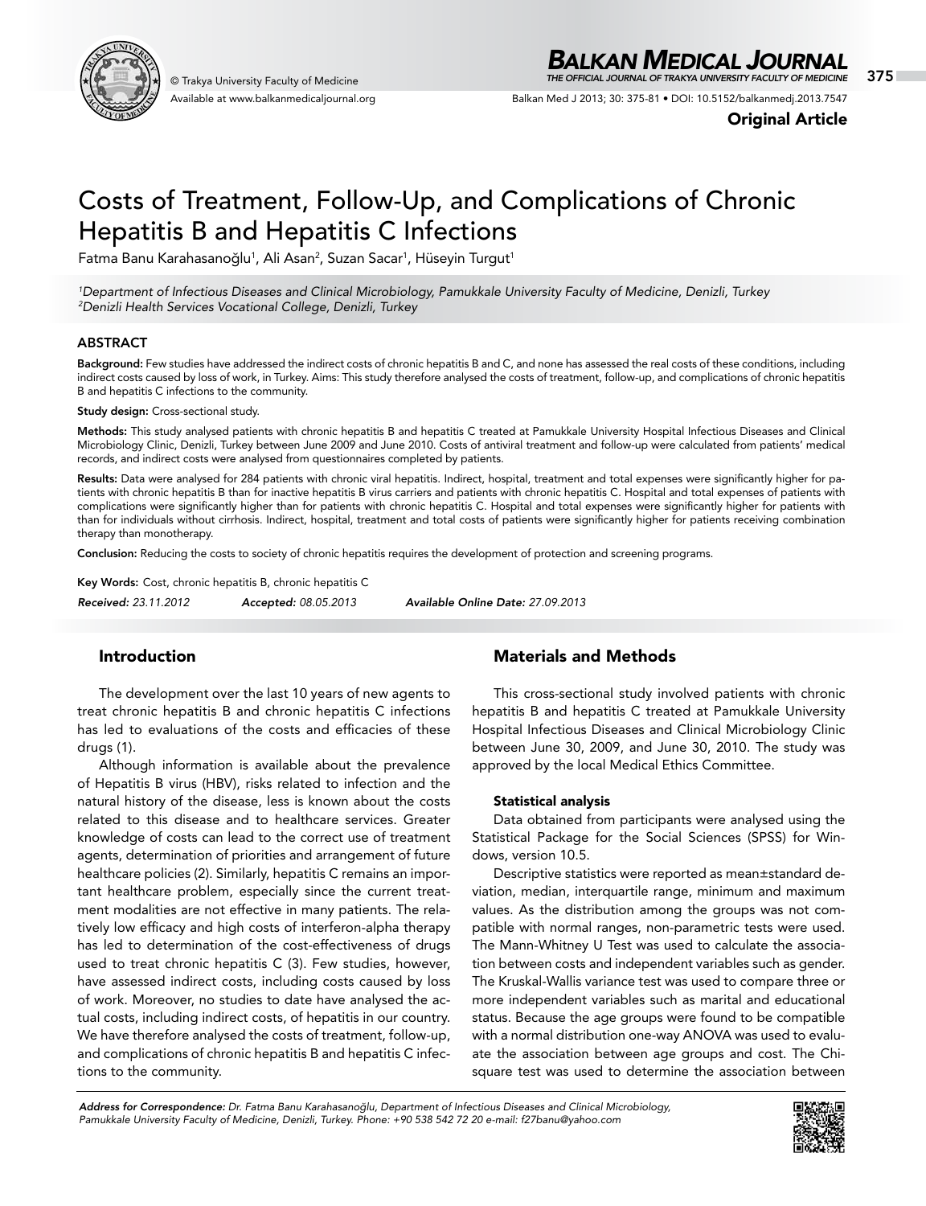Original Article

# Costs of Treatment, Follow-Up, and Complications of Chronic Hepatitis B and Hepatitis C Infections

Fatma Banu Karahasanoğlu[1], Ali Asan[2], Suzan Sacar[1], Hüseyin Turgut[1]

*[1]Department of Infectious Diseases and Clinical Microbiology, Pamukkale University Faculty of Medicine, Denizli, Turkey*
*[2]Denizli Health Services Vocational College, Denizli, Turkey*

## ABSTRACT

**Background:** Few studies have addressed the indirect costs of chronic hepatitis B and C, and none has assessed the real costs of these conditions, including indirect costs caused by loss of work, in Turkey. Aims: This study therefore analysed the costs of treatment, follow-up, and complications of chronic hepatitis B and hepatitis C infections to the community.

**Study design:** Cross-sectional study.

**Methods:** This study analysed patients with chronic hepatitis B and hepatitis C treated at Pamukkale University Hospital Infectious Diseases and Clinical Microbiology Clinic, Denizli, Turkey between June 2009 and June 2010. Costs of antiviral treatment and follow-up were calculated from patients' medical records, and indirect costs were analysed from questionnaires completed by patients.

**Results:** Data were analysed for 284 patients with chronic viral hepatitis. Indirect, hospital, treatment and total expenses were significantly higher for patients with chronic hepatitis B than for inactive hepatitis B virus carriers and patients with chronic hepatitis C. Hospital and total expenses of patients with complications were significantly higher than for patients with chronic hepatitis C. Hospital and total expenses were significantly higher for patients with than for individuals without cirrhosis. Indirect, hospital, treatment and total costs of patients were significantly higher for patients receiving combination therapy than monotherapy.

**Conclusion:** Reducing the costs to society of chronic hepatitis requires the development of protection and screening programs.

**Key Words:** Cost, chronic hepatitis B, chronic hepatitis C

***Received:** 23.11.2012* ***Accepted:** 08.05.2013* ***Available Online Date:** 27.09.2013*

## Introduction

The development over the last 10 years of new agents to treat chronic hepatitis B and chronic hepatitis C infections has led to evaluations of the costs and efficacies of these drugs (1).

Although information is available about the prevalence of Hepatitis B virus (HBV), risks related to infection and the natural history of the disease, less is known about the costs related to this disease and to healthcare services. Greater knowledge of costs can lead to the correct use of treatment agents, determination of priorities and arrangement of future healthcare policies (2). Similarly, hepatitis C remains an important healthcare problem, especially since the current treatment modalities are not effective in many patients. The relatively low efficacy and high costs of interferon-alpha therapy has led to determination of the cost-effectiveness of drugs used to treat chronic hepatitis C (3). Few studies, however, have assessed indirect costs, including costs caused by loss of work. Moreover, no studies to date have analysed the actual costs, including indirect costs, of hepatitis in our country. We have therefore analysed the costs of treatment, follow-up, and complications of chronic hepatitis B and hepatitis C infections to the community.

## Materials and Methods

This cross-sectional study involved patients with chronic hepatitis B and hepatitis C treated at Pamukkale University Hospital Infectious Diseases and Clinical Microbiology Clinic between June 30, 2009, and June 30, 2010. The study was approved by the local Medical Ethics Committee.

### Statistical analysis

Data obtained from participants were analysed using the Statistical Package for the Social Sciences (SPSS) for Windows, version 10.5.

Descriptive statistics were reported as mean±standard deviation, median, interquartile range, minimum and maximum values. As the distribution among the groups was not compatible with normal ranges, non-parametric tests were used. The Mann-Whitney U Test was used to calculate the association between costs and independent variables such as gender. The Kruskal-Wallis variance test was used to compare three or more independent variables such as marital and educational status. Because the age groups were found to be compatible with a normal distribution one-way ANOVA was used to evaluate the association between age groups and cost. The Chi-square test was used to determine the association between

*Address for Correspondence: Dr. Fatma Banu Karahasanoğlu, Department of Infectious Diseases and Clinical Microbiology, Pamukkale University Faculty of Medicine, Denizli, Turkey. Phone: +90 538 542 72 20 e-mail: f27banu@yahoo.com*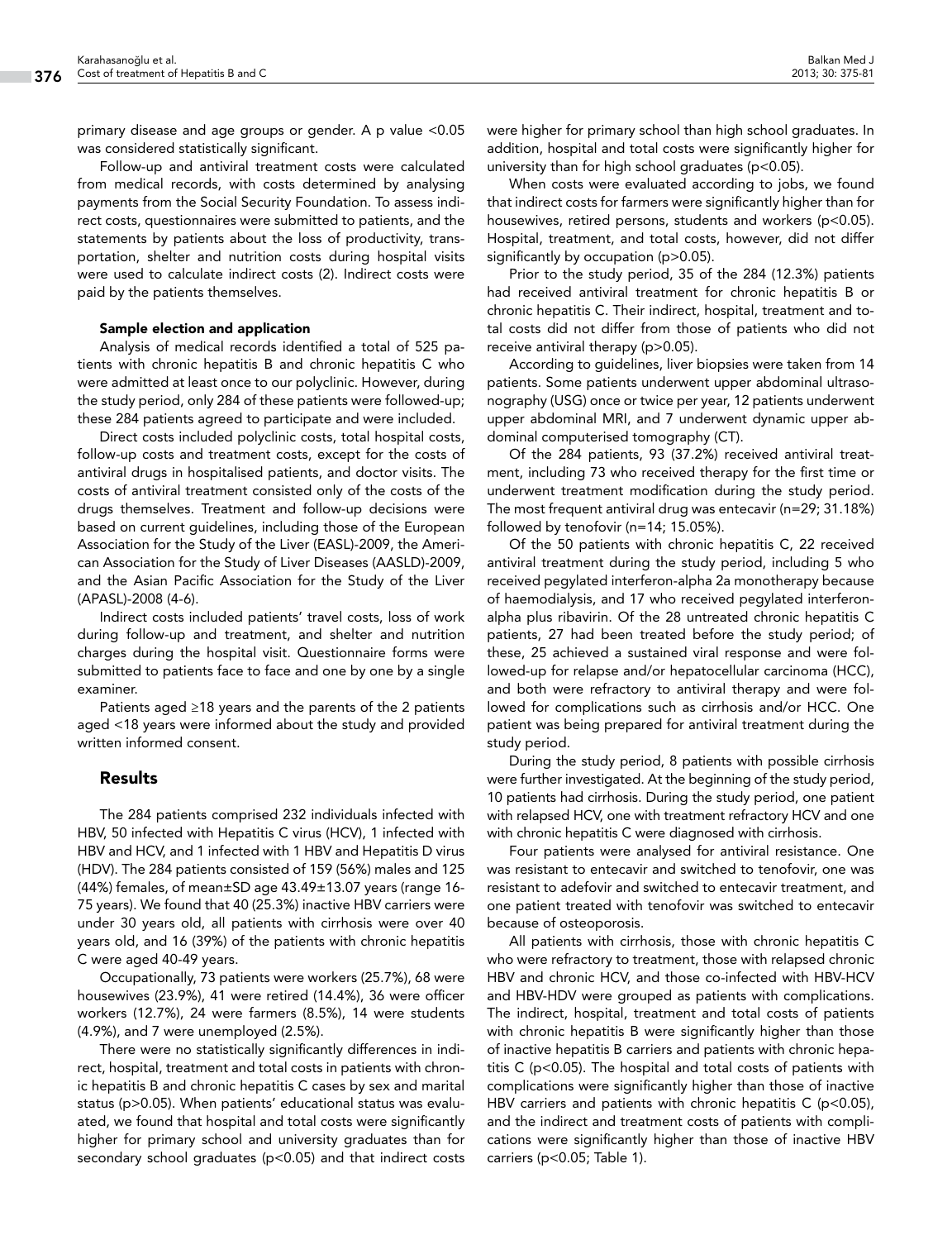primary disease and age groups or gender. A p value <0.05 was considered statistically significant.

Follow-up and antiviral treatment costs were calculated from medical records, with costs determined by analysing payments from the Social Security Foundation. To assess indirect costs, questionnaires were submitted to patients, and the statements by patients about the loss of productivity, transportation, shelter and nutrition costs during hospital visits were used to calculate indirect costs (2). Indirect costs were paid by the patients themselves.

#### Sample election and application

Analysis of medical records identified a total of 525 patients with chronic hepatitis B and chronic hepatitis C who were admitted at least once to our polyclinic. However, during the study period, only 284 of these patients were followed-up; these 284 patients agreed to participate and were included.

Direct costs included polyclinic costs, total hospital costs, follow-up costs and treatment costs, except for the costs of antiviral drugs in hospitalised patients, and doctor visits. The costs of antiviral treatment consisted only of the costs of the drugs themselves. Treatment and follow-up decisions were based on current guidelines, including those of the European Association for the Study of the Liver (EASL)-2009, the American Association for the Study of Liver Diseases (AASLD)-2009, and the Asian Pacific Association for the Study of the Liver (APASL)-2008 (4-6).

Indirect costs included patients' travel costs, loss of work during follow-up and treatment, and shelter and nutrition charges during the hospital visit. Questionnaire forms were submitted to patients face to face and one by one by a single examiner.

Patients aged ≥18 years and the parents of the 2 patients aged <18 years were informed about the study and provided written informed consent.

## Results

The 284 patients comprised 232 individuals infected with HBV, 50 infected with Hepatitis C virus (HCV), 1 infected with HBV and HCV, and 1 infected with 1 HBV and Hepatitis D virus (HDV). The 284 patients consisted of 159 (56%) males and 125 (44%) females, of mean±SD age 43.49±13.07 years (range 16-75 years). We found that 40 (25.3%) inactive HBV carriers were under 30 years old, all patients with cirrhosis were over 40 years old, and 16 (39%) of the patients with chronic hepatitis C were aged 40-49 years.

Occupationally, 73 patients were workers (25.7%), 68 were housewives (23.9%), 41 were retired (14.4%), 36 were officer workers (12.7%), 24 were farmers (8.5%), 14 were students (4.9%), and 7 were unemployed (2.5%).

There were no statistically significantly differences in indirect, hospital, treatment and total costs in patients with chronic hepatitis B and chronic hepatitis C cases by sex and marital status (p>0.05). When patients' educational status was evaluated, we found that hospital and total costs were significantly higher for primary school and university graduates than for secondary school graduates (p<0.05) and that indirect costs were higher for primary school than high school graduates. In addition, hospital and total costs were significantly higher for university than for high school graduates (p<0.05).

When costs were evaluated according to jobs, we found that indirect costs for farmers were significantly higher than for housewives, retired persons, students and workers (p<0.05). Hospital, treatment, and total costs, however, did not differ significantly by occupation (p>0.05).

Prior to the study period, 35 of the 284 (12.3%) patients had received antiviral treatment for chronic hepatitis B or chronic hepatitis C. Their indirect, hospital, treatment and total costs did not differ from those of patients who did not receive antiviral therapy (p>0.05).

According to guidelines, liver biopsies were taken from 14 patients. Some patients underwent upper abdominal ultrasonography (USG) once or twice per year, 12 patients underwent upper abdominal MRI, and 7 underwent dynamic upper abdominal computerised tomography (CT).

Of the 284 patients, 93 (37.2%) received antiviral treatment, including 73 who received therapy for the first time or underwent treatment modification during the study period. The most frequent antiviral drug was entecavir (n=29; 31.18%) followed by tenofovir (n=14; 15.05%).

Of the 50 patients with chronic hepatitis C, 22 received antiviral treatment during the study period, including 5 who received pegylated interferon-alpha 2a monotherapy because of haemodialysis, and 17 who received pegylated interferon-alpha plus ribavirin. Of the 28 untreated chronic hepatitis C patients, 27 had been treated before the study period; of these, 25 achieved a sustained viral response and were followed-up for relapse and/or hepatocellular carcinoma (HCC), and both were refractory to antiviral therapy and were followed for complications such as cirrhosis and/or HCC. One patient was being prepared for antiviral treatment during the study period.

During the study period, 8 patients with possible cirrhosis were further investigated. At the beginning of the study period, 10 patients had cirrhosis. During the study period, one patient with relapsed HCV, one with treatment refractory HCV and one with chronic hepatitis C were diagnosed with cirrhosis.

Four patients were analysed for antiviral resistance. One was resistant to entecavir and switched to tenofovir, one was resistant to adefovir and switched to entecavir treatment, and one patient treated with tenofovir was switched to entecavir because of osteoporosis.

All patients with cirrhosis, those with chronic hepatitis C who were refractory to treatment, those with relapsed chronic HBV and chronic HCV, and those co-infected with HBV-HCV and HBV-HDV were grouped as patients with complications. The indirect, hospital, treatment and total costs of patients with chronic hepatitis B were significantly higher than those of inactive hepatitis B carriers and patients with chronic hepatitis C (p<0.05). The hospital and total costs of patients with complications were significantly higher than those of inactive HBV carriers and patients with chronic hepatitis C (p<0.05), and the indirect and treatment costs of patients with complications were significantly higher than those of inactive HBV carriers (p<0.05; Table 1).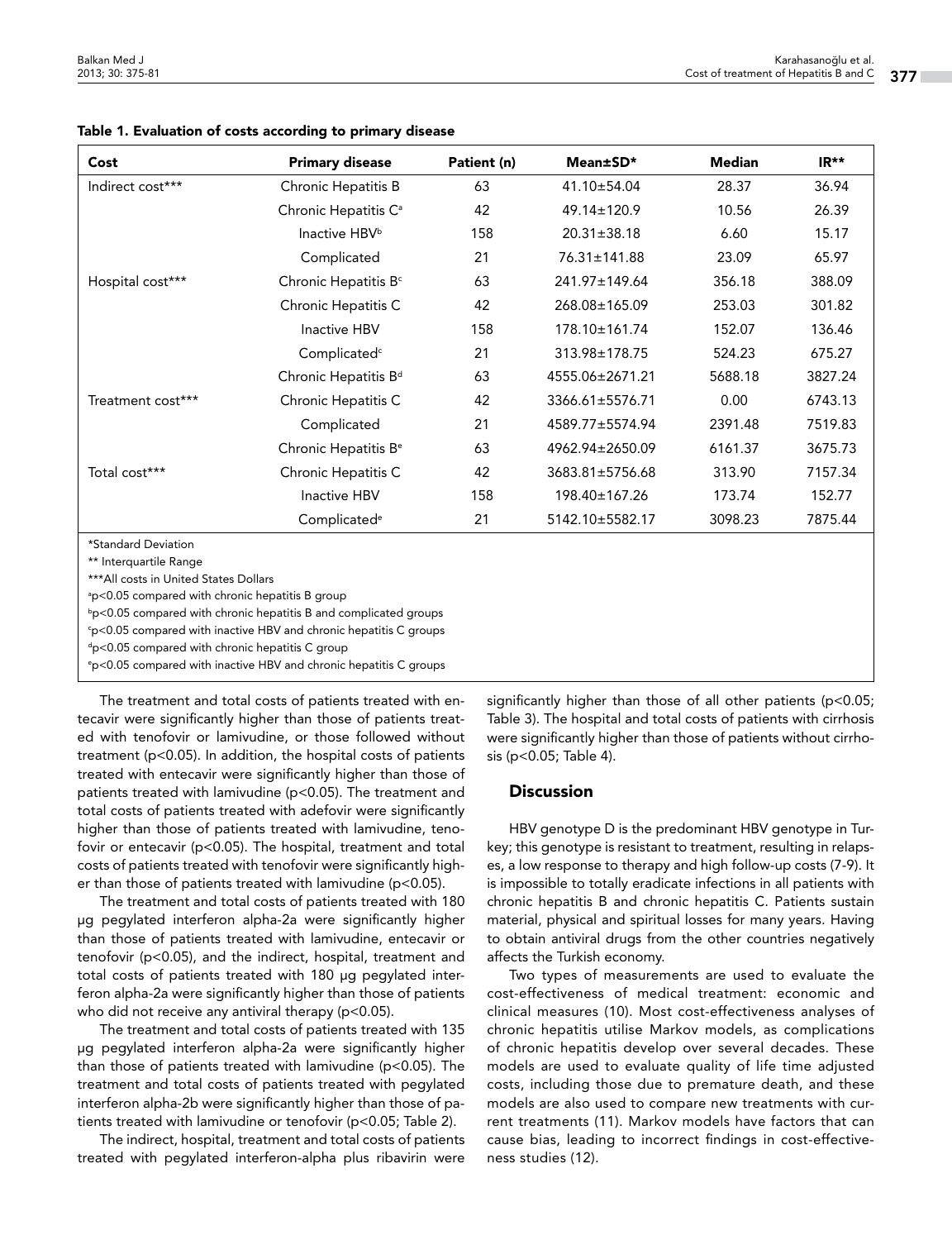**Table 1. Evaluation of costs according to primary disease**

| Cost | Primary disease | Patient (n) | Mean±SD* | Median | IR** |
|---|---|---|---|---|---|
| Indirect cost*** | Chronic Hepatitis B | 63 | 41.10±54.04 | 28.37 | 36.94 |
| | Chronic Hepatitis C[a] | 42 | 49.14±120.9 | 10.56 | 26.39 |
| | Inactive HBV[b] | 158 | 20.31±38.18 | 6.60 | 15.17 |
| | Complicated | 21 | 76.31±141.88 | 23.09 | 65.97 |
| Hospital cost*** | Chronic Hepatitis B[c] | 63 | 241.97±149.64 | 356.18 | 388.09 |
| | Chronic Hepatitis C | 42 | 268.08±165.09 | 253.03 | 301.82 |
| | Inactive HBV | 158 | 178.10±161.74 | 152.07 | 136.46 |
| | Complicated[c] | 21 | 313.98±178.75 | 524.23 | 675.27 |
| Treatment cost*** | Chronic Hepatitis B[d] | 63 | 4555.06±2671.21 | 5688.18 | 3827.24 |
| | Chronic Hepatitis C | 42 | 3366.61±5576.71 | 0.00 | 6743.13 |
| | Complicated | 21 | 4589.77±5574.94 | 2391.48 | 7519.83 |
| Total cost*** | Chronic Hepatitis B[e] | 63 | 4962.94±2650.09 | 6161.37 | 3675.73 |
| | Chronic Hepatitis C | 42 | 3683.81±5756.68 | 313.90 | 7157.34 |
| | Inactive HBV | 158 | 198.40±167.26 | 173.74 | 152.77 |
| | Complicated[e] | 21 | 5142.10±5582.17 | 3098.23 | 7875.44 |

*Standard Deviation

** Interquartile Range

***All costs in United States Dollars

[a]p<0.05 compared with chronic hepatitis B group

[b]p<0.05 compared with chronic hepatitis B and complicated groups

[c]p<0.05 compared with inactive HBV and chronic hepatitis C groups

[d]p<0.05 compared with chronic hepatitis C group

[e]p<0.05 compared with inactive HBV and chronic hepatitis C groups

The treatment and total costs of patients treated with entecavir were significantly higher than those of patients treated with tenofovir or lamivudine, or those followed without treatment ($p<0.05$). In addition, the hospital costs of patients treated with entecavir were significantly higher than those of patients treated with lamivudine ($p<0.05$). The treatment and total costs of patients treated with adefovir were significantly higher than those of patients treated with lamivudine, tenofovir or entecavir ($p<0.05$). The hospital, treatment and total costs of patients treated with tenofovir were significantly higher than those of patients treated with lamivudine ($p<0.05$).

The treatment and total costs of patients treated with 180 µg pegylated interferon alpha-2a were significantly higher than those of patients treated with lamivudine, entecavir or tenofovir ($p<0.05$), and the indirect, hospital, treatment and total costs of patients treated with 180 µg pegylated interferon alpha-2a were significantly higher than those of patients who did not receive any antiviral therapy ($p<0.05$).

The treatment and total costs of patients treated with 135 µg pegylated interferon alpha-2a were significantly higher than those of patients treated with lamivudine ($p<0.05$). The treatment and total costs of patients treated with pegylated interferon alpha-2b were significantly higher than those of patients treated with lamivudine or tenofovir ($p<0.05$; Table 2).

The indirect, hospital, treatment and total costs of patients treated with pegylated interferon-alpha plus ribavirin were significantly higher than those of all other patients ($p<0.05$; Table 3). The hospital and total costs of patients with cirrhosis were significantly higher than those of patients without cirrhosis ($p<0.05$; Table 4).

## Discussion

HBV genotype D is the predominant HBV genotype in Turkey; this genotype is resistant to treatment, resulting in relapses, a low response to therapy and high follow-up costs (7-9). It is impossible to totally eradicate infections in all patients with chronic hepatitis B and chronic hepatitis C. Patients sustain material, physical and spiritual losses for many years. Having to obtain antiviral drugs from the other countries negatively affects the Turkish economy.

Two types of measurements are used to evaluate the cost-effectiveness of medical treatment: economic and clinical measures (10). Most cost-effectiveness analyses of chronic hepatitis utilise Markov models, as complications of chronic hepatitis develop over several decades. These models are used to evaluate quality of life time adjusted costs, including those due to premature death, and these models are also used to compare new treatments with current treatments (11). Markov models have factors that can cause bias, leading to incorrect findings in cost-effectiveness studies (12).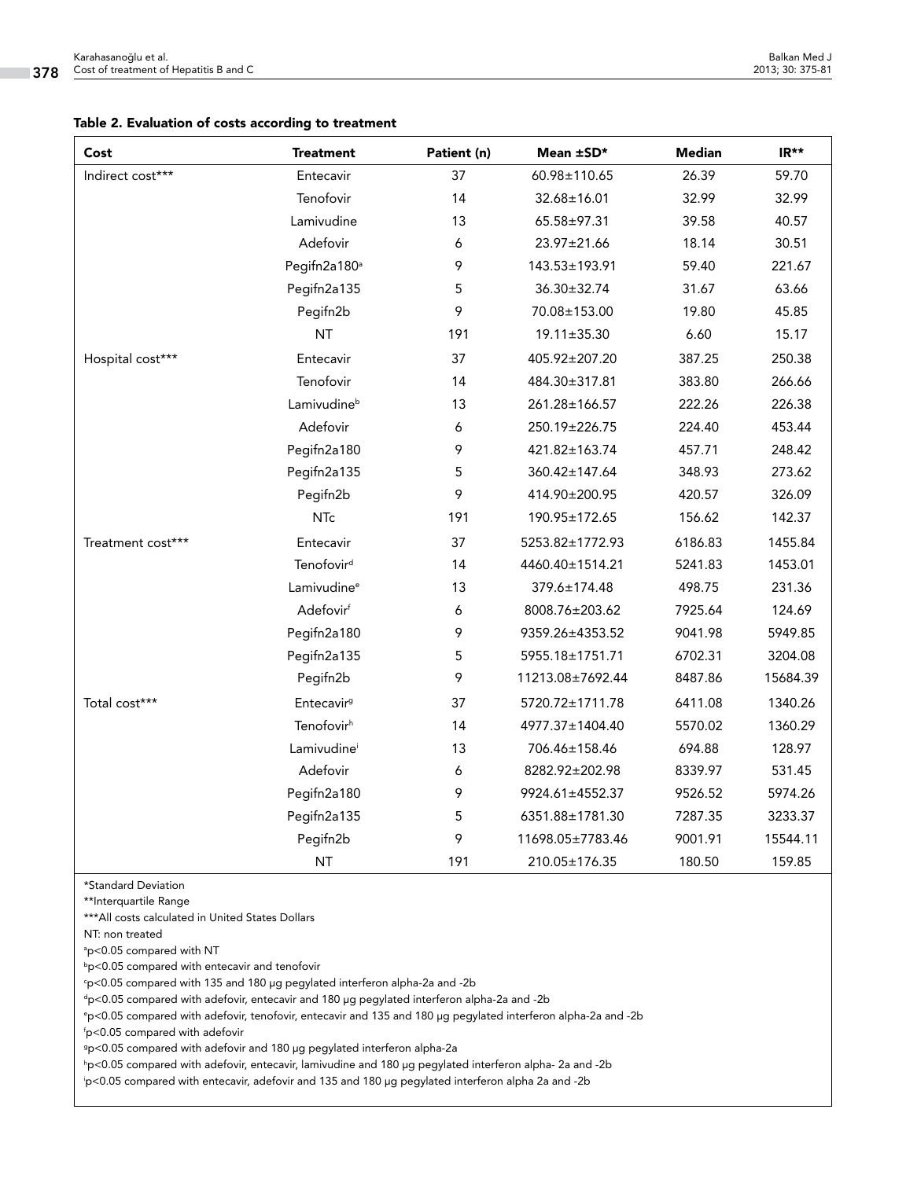**Table 2. Evaluation of costs according to treatment**

| Cost | Treatment | Patient (n) | Mean ±SD* | Median | IR** |
|---|---|---|---|---|---|
| Indirect cost*** | Entecavir | 37 | 60.98±110.65 | 26.39 | 59.70 |
| | Tenofovir | 14 | 32.68±16.01 | 32.99 | 32.99 |
| | Lamivudine | 13 | 65.58±97.31 | 39.58 | 40.57 |
| | Adefovir | 6 | 23.97±21.66 | 18.14 | 30.51 |
| | Pegifn2a180[a] | 9 | 143.53±193.91 | 59.40 | 221.67 |
| | Pegifn2a135 | 5 | 36.30±32.74 | 31.67 | 63.66 |
| | Pegifn2b | 9 | 70.08±153.00 | 19.80 | 45.85 |
| | NT | 191 | 19.11±35.30 | 6.60 | 15.17 |
| Hospital cost*** | Entecavir | 37 | 405.92±207.20 | 387.25 | 250.38 |
| | Tenofovir | 14 | 484.30±317.81 | 383.80 | 266.66 |
| | Lamivudine[b] | 13 | 261.28±166.57 | 222.26 | 226.38 |
| | Adefovir | 6 | 250.19±226.75 | 224.40 | 453.44 |
| | Pegifn2a180 | 9 | 421.82±163.74 | 457.71 | 248.42 |
| | Pegifn2a135 | 5 | 360.42±147.64 | 348.93 | 273.62 |
| | Pegifn2b | 9 | 414.90±200.95 | 420.57 | 326.09 |
| | NTc | 191 | 190.95±172.65 | 156.62 | 142.37 |
| Treatment cost*** | Entecavir | 37 | 5253.82±1772.93 | 6186.83 | 1455.84 |
| | Tenofovir[d] | 14 | 4460.40±1514.21 | 5241.83 | 1453.01 |
| | Lamivudine[e] | 13 | 379.6±174.48 | 498.75 | 231.36 |
| | Adefovir[f] | 6 | 8008.76±203.62 | 7925.64 | 124.69 |
| | Pegifn2a180 | 9 | 9359.26±4353.52 | 9041.98 | 5949.85 |
| | Pegifn2a135 | 5 | 5955.18±1751.71 | 6702.31 | 3204.08 |
| | Pegifn2b | 9 | 11213.08±7692.44 | 8487.86 | 15684.39 |
| Total cost*** | Entecavir[g] | 37 | 5720.72±1711.78 | 6411.08 | 1340.26 |
| | Tenofovir[h] | 14 | 4977.37±1404.40 | 5570.02 | 1360.29 |
| | Lamivudine[i] | 13 | 706.46±158.46 | 694.88 | 128.97 |
| | Adefovir | 6 | 8282.92±202.98 | 8339.97 | 531.45 |
| | Pegifn2a180 | 9 | 9924.61±4552.37 | 9526.52 | 5974.26 |
| | Pegifn2a135 | 5 | 6351.88±1781.30 | 7287.35 | 3233.37 |
| | Pegifn2b | 9 | 11698.05±7783.46 | 9001.91 | 15544.11 |
| | NT | 191 | 210.05±176.35 | 180.50 | 159.85 |

*Standard Deviation

**Interquartile Range

***All costs calculated in United States Dollars

NT: non treated

[a] p<0.05 compared with NT

[b] p<0.05 compared with entecavir and tenofovir

[c] p<0.05 compared with 135 and 180 µg pegylated interferon alpha-2a and -2b

[d] p<0.05 compared with adefovir, entecavir and 180 µg pegylated interferon alpha-2a and -2b

[e] p<0.05 compared with adefovir, tenofovir, entecavir and 135 and 180 µg pegylated interferon alpha-2a and -2b

[f] p<0.05 compared with adefovir

[g] p<0.05 compared with adefovir and 180 µg pegylated interferon alpha-2a

[h] p<0.05 compared with adefovir, entecavir, lamivudine and 180 µg pegylated interferon alpha- 2a and -2b

[i] p<0.05 compared with entecavir, adefovir and 135 and 180 µg pegylated interferon alpha 2a and -2b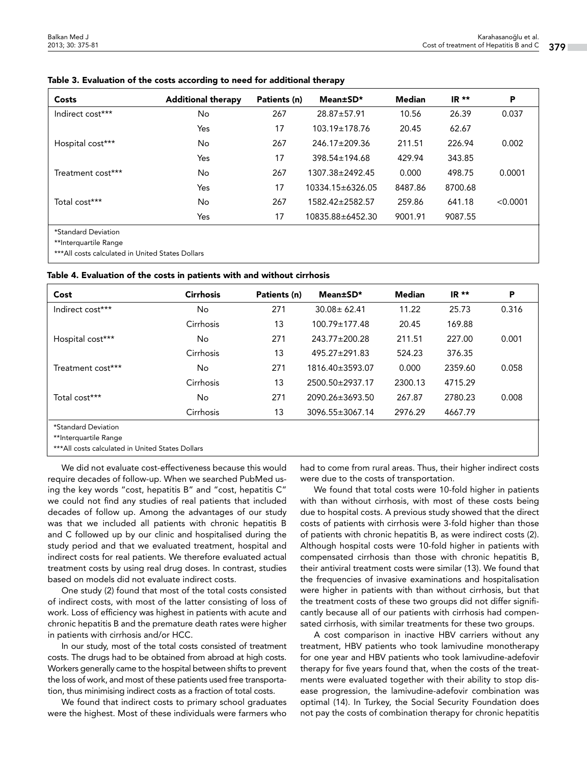**Table 3. Evaluation of the costs according to need for additional therapy**

| Costs | Additional therapy | Patients (n) | Mean±SD* | Median | IR ** | P |
|---|---|---|---|---|---|---|
| Indirect cost*** | No | 267 | 28.87±57.91 | 10.56 | 26.39 | 0.037 |
| | Yes | 17 | 103.19±178.76 | 20.45 | 62.67 | |
| Hospital cost*** | No | 267 | 246.17±209.36 | 211.51 | 226.94 | 0.002 |
| | Yes | 17 | 398.54±194.68 | 429.94 | 343.85 | |
| Treatment cost*** | No | 267 | 1307.38±2492.45 | 0.000 | 498.75 | 0.0001 |
| | Yes | 17 | 10334.15±6326.05 | 8487.86 | 8700.68 | |
| Total cost*** | No | 267 | 1582.42±2582.57 | 259.86 | 641.18 | <0.0001 |
| | Yes | 17 | 10835.88±6452.30 | 9001.91 | 9087.55 | |

*Standard Deviation

**Interquartile Range

***All costs calculated in United States Dollars

**Table 4. Evaluation of the costs in patients with and without cirrhosis**

| Cost | Cirrhosis | Patients (n) | Mean±SD* | Median | IR ** | P |
|---|---|---|---|---|---|---|
| Indirect cost*** | No | 271 | 30.08± 62.41 | 11.22 | 25.73 | 0.316 |
| | Cirrhosis | 13 | 100.79±177.48 | 20.45 | 169.88 | |
| Hospital cost*** | No | 271 | 243.77±200.28 | 211.51 | 227.00 | 0.001 |
| | Cirrhosis | 13 | 495.27±291.83 | 524.23 | 376.35 | |
| Treatment cost*** | No | 271 | 1816.40±3593.07 | 0.000 | 2359.60 | 0.058 |
| | Cirrhosis | 13 | 2500.50±2937.17 | 2300.13 | 4715.29 | |
| Total cost*** | No | 271 | 2090.26±3693.50 | 267.87 | 2780.23 | 0.008 |
| | Cirrhosis | 13 | 3096.55±3067.14 | 2976.29 | 4667.79 | |

*Standard Deviation

**Interquartile Range

***All costs calculated in United States Dollars

We did not evaluate cost-effectiveness because this would require decades of follow-up. When we searched PubMed using the key words "cost, hepatitis B" and "cost, hepatitis C" we could not find any studies of real patients that included decades of follow up. Among the advantages of our study was that we included all patients with chronic hepatitis B and C followed up by our clinic and hospitalised during the study period and that we evaluated treatment, hospital and indirect costs for real patients. We therefore evaluated actual treatment costs by using real drug doses. In contrast, studies based on models did not evaluate indirect costs.

One study (2) found that most of the total costs consisted of indirect costs, with most of the latter consisting of loss of work. Loss of efficiency was highest in patients with acute and chronic hepatitis B and the premature death rates were higher in patients with cirrhosis and/or HCC.

In our study, most of the total costs consisted of treatment costs. The drugs had to be obtained from abroad at high costs. Workers generally came to the hospital between shifts to prevent the loss of work, and most of these patients used free transportation, thus minimising indirect costs as a fraction of total costs.

We found that indirect costs to primary school graduates were the highest. Most of these individuals were farmers who had to come from rural areas. Thus, their higher indirect costs were due to the costs of transportation.

We found that total costs were 10-fold higher in patients with than without cirrhosis, with most of these costs being due to hospital costs. A previous study showed that the direct costs of patients with cirrhosis were 3-fold higher than those of patients with chronic hepatitis B, as were indirect costs (2). Although hospital costs were 10-fold higher in patients with compensated cirrhosis than those with chronic hepatitis B, their antiviral treatment costs were similar (13). We found that the frequencies of invasive examinations and hospitalisation were higher in patients with than without cirrhosis, but that the treatment costs of these two groups did not differ significantly because all of our patients with cirrhosis had compensated cirrhosis, with similar treatments for these two groups.

A cost comparison in inactive HBV carriers without any treatment, HBV patients who took lamivudine monotherapy for one year and HBV patients who took lamivudine-adefovir therapy for five years found that, when the costs of the treatments were evaluated together with their ability to stop disease progression, the lamivudine-adefovir combination was optimal (14). In Turkey, the Social Security Foundation does not pay the costs of combination therapy for chronic hepatitis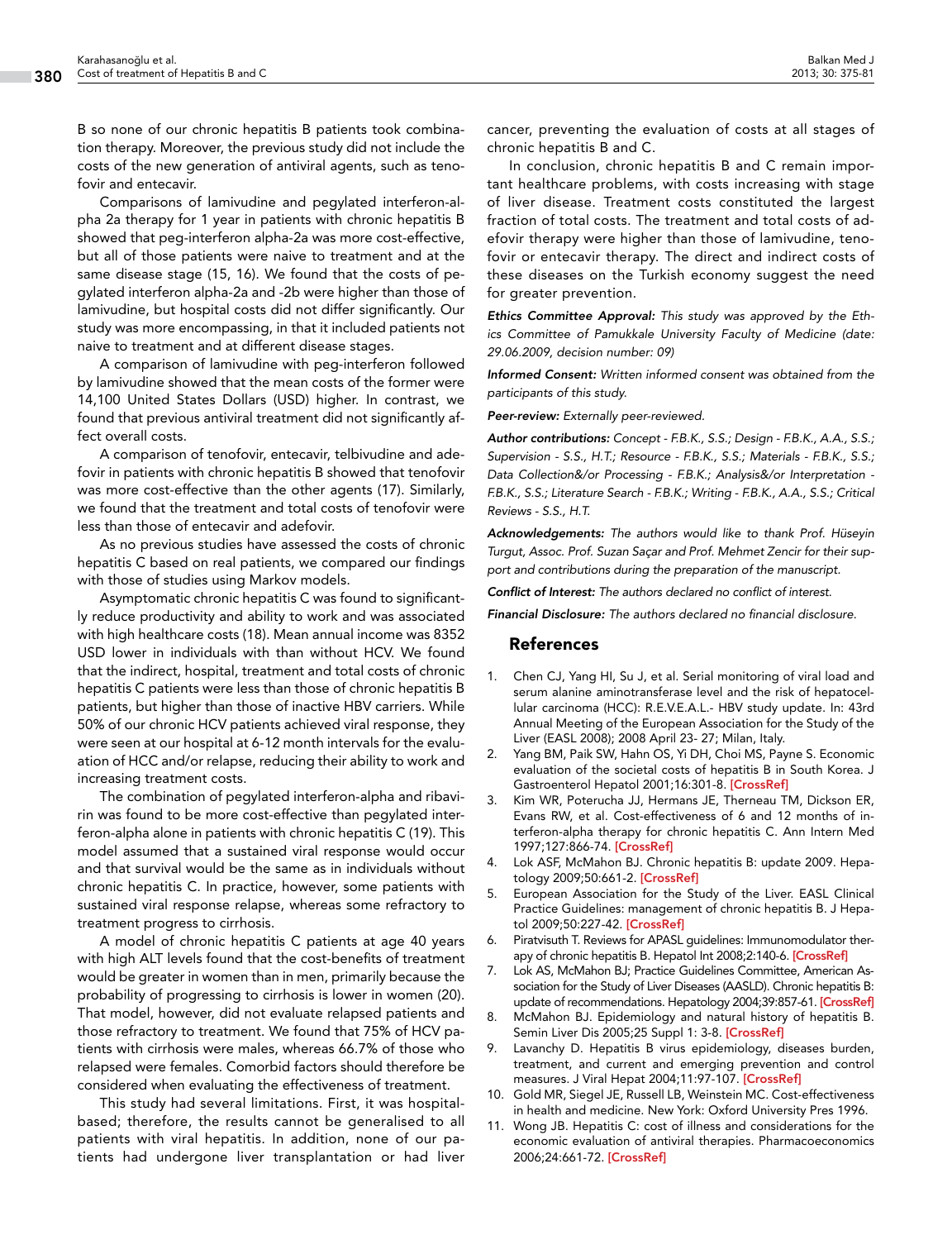B so none of our chronic hepatitis B patients took combination therapy. Moreover, the previous study did not include the costs of the new generation of antiviral agents, such as tenofovir and entecavir.

Comparisons of lamivudine and pegylated interferon-alpha 2a therapy for 1 year in patients with chronic hepatitis B showed that peg-interferon alpha-2a was more cost-effective, but all of those patients were naive to treatment and at the same disease stage (15, 16). We found that the costs of pegylated interferon alpha-2a and -2b were higher than those of lamivudine, but hospital costs did not differ significantly. Our study was more encompassing, in that it included patients not naive to treatment and at different disease stages.

A comparison of lamivudine with peg-interferon followed by lamivudine showed that the mean costs of the former were 14,100 United States Dollars (USD) higher. In contrast, we found that previous antiviral treatment did not significantly affect overall costs.

A comparison of tenofovir, entecavir, telbivudine and adefovir in patients with chronic hepatitis B showed that tenofovir was more cost-effective than the other agents (17). Similarly, we found that the treatment and total costs of tenofovir were less than those of entecavir and adefovir.

As no previous studies have assessed the costs of chronic hepatitis C based on real patients, we compared our findings with those of studies using Markov models.

Asymptomatic chronic hepatitis C was found to significantly reduce productivity and ability to work and was associated with high healthcare costs (18). Mean annual income was 8352 USD lower in individuals with than without HCV. We found that the indirect, hospital, treatment and total costs of chronic hepatitis C patients were less than those of chronic hepatitis B patients, but higher than those of inactive HBV carriers. While 50% of our chronic HCV patients achieved viral response, they were seen at our hospital at 6-12 month intervals for the evaluation of HCC and/or relapse, reducing their ability to work and increasing treatment costs.

The combination of pegylated interferon-alpha and ribavirin was found to be more cost-effective than pegylated interferon-alpha alone in patients with chronic hepatitis C (19). This model assumed that a sustained viral response would occur and that survival would be the same as in individuals without chronic hepatitis C. In practice, however, some patients with sustained viral response relapse, whereas some refractory to treatment progress to cirrhosis.

A model of chronic hepatitis C patients at age 40 years with high ALT levels found that the cost-benefits of treatment would be greater in women than in men, primarily because the probability of progressing to cirrhosis is lower in women (20). That model, however, did not evaluate relapsed patients and those refractory to treatment. We found that 75% of HCV patients with cirrhosis were males, whereas 66.7% of those who relapsed were females. Comorbid factors should therefore be considered when evaluating the effectiveness of treatment.

This study had several limitations. First, it was hospital-based; therefore, the results cannot be generalised to all patients with viral hepatitis. In addition, none of our patients had undergone liver transplantation or had liver cancer, preventing the evaluation of costs at all stages of chronic hepatitis B and C.

In conclusion, chronic hepatitis B and C remain important healthcare problems, with costs increasing with stage of liver disease. Treatment costs constituted the largest fraction of total costs. The treatment and total costs of adefovir therapy were higher than those of lamivudine, tenofovir or entecavir therapy. The direct and indirect costs of these diseases on the Turkish economy suggest the need for greater prevention.

***Ethics Committee Approval:*** *This study was approved by the Ethics Committee of Pamukkale University Faculty of Medicine (date: 29.06.2009, decision number: 09)*

***Informed Consent:*** *Written informed consent was obtained from the participants of this study.*

***Peer-review:*** *Externally peer-reviewed.*

***Author contributions:*** *Concept - F.B.K., S.S.; Design - F.B.K., A.A., S.S.; Supervision - S.S., H.T.; Resource - F.B.K., S.S.; Materials - F.B.K., S.S.; Data Collection&/or Processing - F.B.K.; Analysis&/or Interpretation - F.B.K., S.S.; Literature Search - F.B.K.; Writing - F.B.K., A.A., S.S.; Critical Reviews - S.S., H.T.*

***Acknowledgements:*** *The authors would like to thank Prof. Hüseyin Turgut, Assoc. Prof. Suzan Saçar and Prof. Mehmet Zencir for their support and contributions during the preparation of the manuscript.*

***Conflict of Interest:*** *The authors declared no conflict of interest.*

***Financial Disclosure:*** *The authors declared no financial disclosure.*

## References

1. Chen CJ, Yang HI, Su J, et al. Serial monitoring of viral load and serum alanine aminotransferase level and the risk of hepatocellular carcinoma (HCC): R.E.V.E.A.L.- HBV study update. In: 43rd Annual Meeting of the European Association for the Study of the Liver (EASL 2008); 2008 April 23- 27; Milan, Italy.
2. Yang BM, Paik SW, Hahn OS, Yi DH, Choi MS, Payne S. Economic evaluation of the societal costs of hepatitis B in South Korea. J Gastroenterol Hepatol 2001;16:301-8. [CrossRef]
3. Kim WR, Poterucha JJ, Hermans JE, Therneau TM, Dickson ER, Evans RW, et al. Cost-effectiveness of 6 and 12 months of interferon-alpha therapy for chronic hepatitis C. Ann Intern Med 1997;127:866-74. [CrossRef]
4. Lok ASF, McMahon BJ. Chronic hepatitis B: update 2009. Hepatology 2009;50:661-2. [CrossRef]
5. European Association for the Study of the Liver. EASL Clinical Practice Guidelines: management of chronic hepatitis B. J Hepatol 2009;50:227-42. [CrossRef]
6. Piratvisuth T. Reviews for APASL guidelines: Immunomodulator therapy of chronic hepatitis B. Hepatol Int 2008;2:140-6. [CrossRef]
7. Lok AS, McMahon BJ; Practice Guidelines Committee, American Association for the Study of Liver Diseases (AASLD). Chronic hepatitis B: update of recommendations. Hepatology 2004;39:857-61. [CrossRef]
8. McMahon BJ. Epidemiology and natural history of hepatitis B. Semin Liver Dis 2005;25 Suppl 1: 3-8. [CrossRef]
9. Lavanchy D. Hepatitis B virus epidemiology, diseases burden, treatment, and current and emerging prevention and control measures. J Viral Hepat 2004;11:97-107. [CrossRef]
10. Gold MR, Siegel JE, Russell LB, Weinstein MC. Cost-effectiveness in health and medicine. New York: Oxford University Pres 1996.
11. Wong JB. Hepatitis C: cost of illness and considerations for the economic evaluation of antiviral therapies. Pharmacoeconomics 2006;24:661-72. [CrossRef]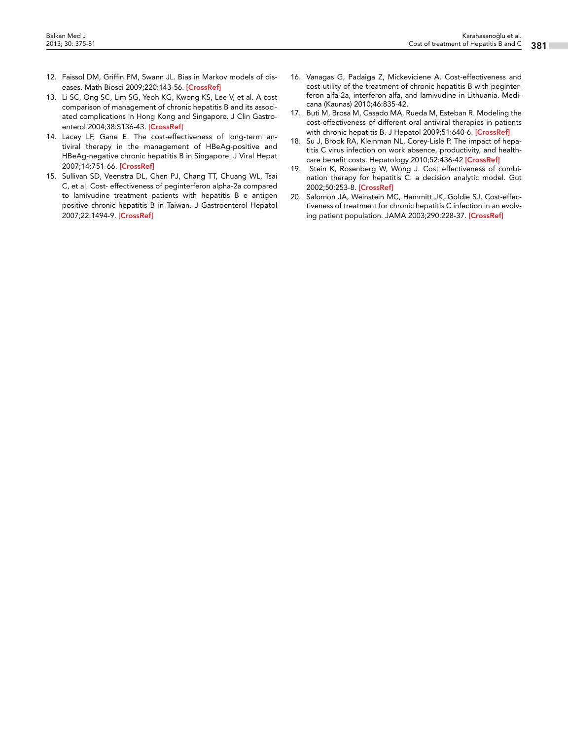12. Faissol DM, Griffin PM, Swann JL. Bias in Markov models of diseases. Math Biosci 2009;220:143-56. [CrossRef]
13. Li SC, Ong SC, Lim SG, Yeoh KG, Kwong KS, Lee V, et al. A cost comparison of management of chronic hepatitis B and its associated complications in Hong Kong and Singapore. J Clin Gastroenterol 2004;38:S136-43. [CrossRef]
14. Lacey LF, Gane E. The cost-effectiveness of long-term antiviral therapy in the management of HBeAg-positive and HBeAg-negative chronic hepatitis B in Singapore. J Viral Hepat 2007;14:751-66. [CrossRef]
15. Sullivan SD, Veenstra DL, Chen PJ, Chang TT, Chuang WL, Tsai C, et al. Cost- effectiveness of peginterferon alpha-2a compared to lamivudine treatment patients with hepatitis B e antigen positive chronic hepatitis B in Taiwan. J Gastroenterol Hepatol 2007;22:1494-9. [CrossRef]
16. Vanagas G, Padaiga Z, Mickeviciene A. Cost-effectiveness and cost-utility of the treatment of chronic hepatitis B with peginterferon alfa-2a, interferon alfa, and lamivudine in Lithuania. Medicana (Kaunas) 2010;46:835-42.
17. Buti M, Brosa M, Casado MA, Rueda M, Esteban R. Modeling the cost-effectiveness of different oral antiviral therapies in patients with chronic hepatitis B. J Hepatol 2009;51:640-6. [CrossRef]
18. Su J, Brook RA, Kleinman NL, Corey-Lisle P. The impact of hepatitis C virus infection on work absence, productivity, and healthcare benefit costs. Hepatology 2010;52:436-42 [CrossRef]
19. Stein K, Rosenberg W, Wong J. Cost effectiveness of combination therapy for hepatitis C: a decision analytic model. Gut 2002;50:253-8. [CrossRef]
20. Salomon JA, Weinstein MC, Hammitt JK, Goldie SJ. Cost-effectiveness of treatment for chronic hepatitis C infection in an evolving patient population. JAMA 2003;290:228-37. [CrossRef]